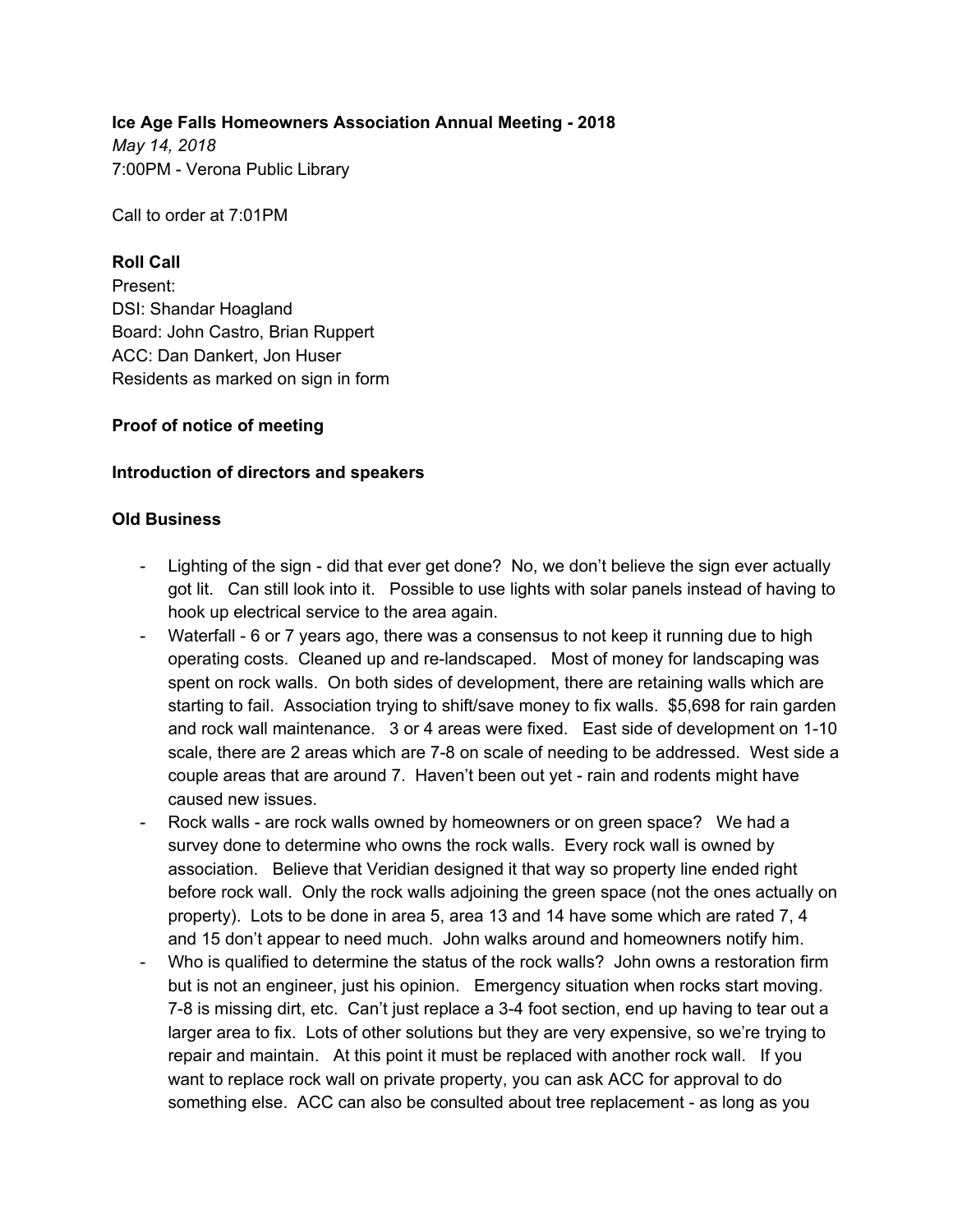**Ice Age Falls Homeowners Association Annual Meeting - 2018**

*May 14, 2018*

7:00PM - Verona Public Library

Call to order at 7:01PM

**Roll Call**

Present:
DSI: Shandar Hoagland
Board: John Castro, Brian Ruppert
ACC: Dan Dankert, Jon Huser
Residents as marked on sign in form

**Proof of notice of meeting**

**Introduction of directors and speakers**

**Old Business**

- Lighting of the sign - did that ever get done? No, we don't believe the sign ever actually got lit. Can still look into it. Possible to use lights with solar panels instead of having to hook up electrical service to the area again.
- Waterfall - 6 or 7 years ago, there was a consensus to not keep it running due to high operating costs. Cleaned up and re-landscaped. Most of money for landscaping was spent on rock walls. On both sides of development, there are retaining walls which are starting to fail. Association trying to shift/save money to fix walls. $5,698 for rain garden and rock wall maintenance. 3 or 4 areas were fixed. East side of development on 1-10 scale, there are 2 areas which are 7-8 on scale of needing to be addressed. West side a couple areas that are around 7. Haven't been out yet - rain and rodents might have caused new issues.
- Rock walls - are rock walls owned by homeowners or on green space? We had a survey done to determine who owns the rock walls. Every rock wall is owned by association. Believe that Veridian designed it that way so property line ended right before rock wall. Only the rock walls adjoining the green space (not the ones actually on property). Lots to be done in area 5, area 13 and 14 have some which are rated 7, 4 and 15 don't appear to need much. John walks around and homeowners notify him.
- Who is qualified to determine the status of the rock walls? John owns a restoration firm but is not an engineer, just his opinion. Emergency situation when rocks start moving. 7-8 is missing dirt, etc. Can't just replace a 3-4 foot section, end up having to tear out a larger area to fix. Lots of other solutions but they are very expensive, so we're trying to repair and maintain. At this point it must be replaced with another rock wall. If you want to replace rock wall on private property, you can ask ACC for approval to do something else. ACC can also be consulted about tree replacement - as long as you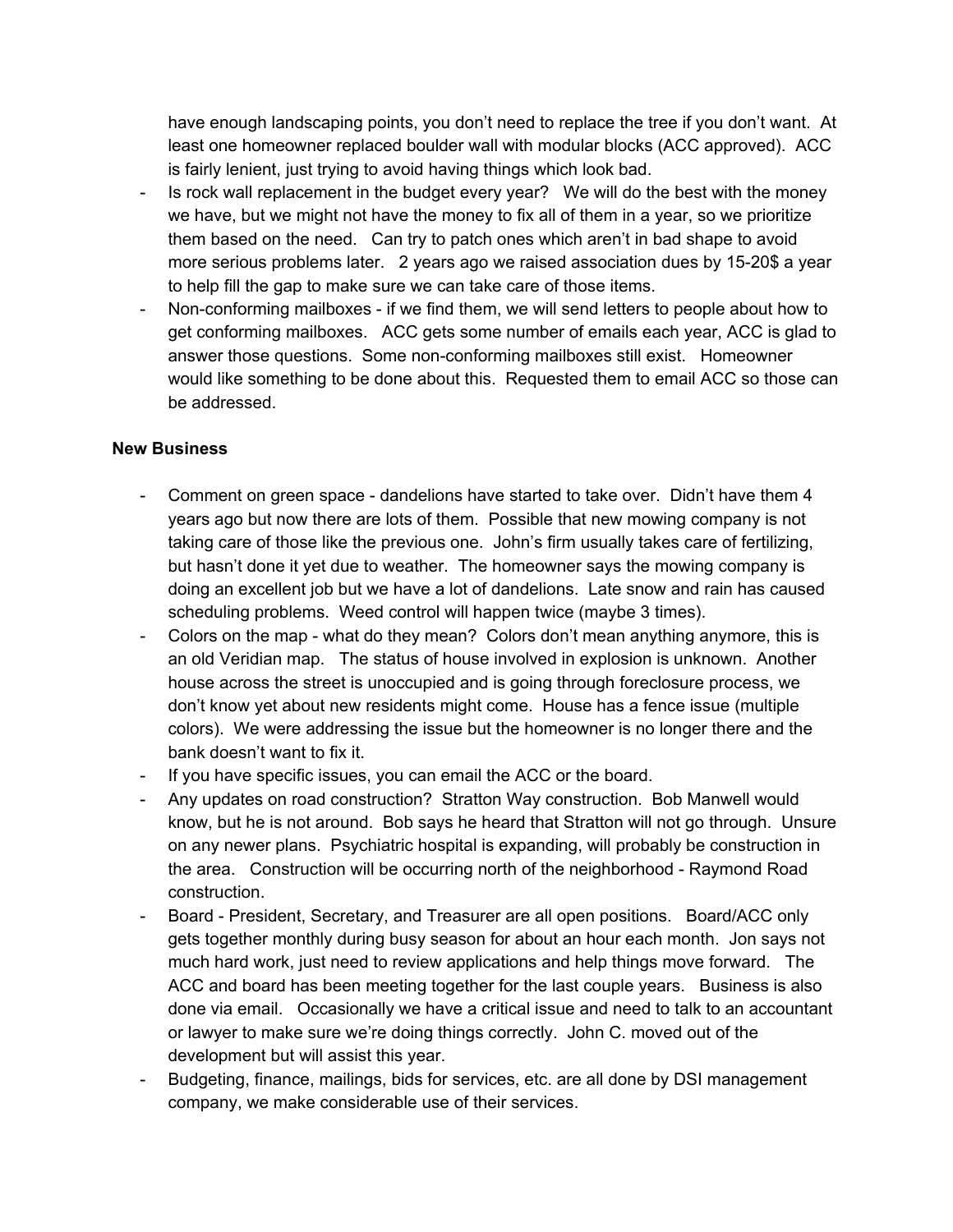have enough landscaping points, you don't need to replace the tree if you don't want. At least one homeowner replaced boulder wall with modular blocks (ACC approved). ACC is fairly lenient, just trying to avoid having things which look bad.

- Is rock wall replacement in the budget every year? We will do the best with the money we have, but we might not have the money to fix all of them in a year, so we prioritize them based on the need. Can try to patch ones which aren't in bad shape to avoid more serious problems later. 2 years ago we raised association dues by 15-20$ a year to help fill the gap to make sure we can take care of those items.
- Non-conforming mailboxes - if we find them, we will send letters to people about how to get conforming mailboxes. ACC gets some number of emails each year, ACC is glad to answer those questions. Some non-conforming mailboxes still exist. Homeowner would like something to be done about this. Requested them to email ACC so those can be addressed.

**New Business**

- Comment on green space - dandelions have started to take over. Didn't have them 4 years ago but now there are lots of them. Possible that new mowing company is not taking care of those like the previous one. John's firm usually takes care of fertilizing, but hasn't done it yet due to weather. The homeowner says the mowing company is doing an excellent job but we have a lot of dandelions. Late snow and rain has caused scheduling problems. Weed control will happen twice (maybe 3 times).
- Colors on the map - what do they mean? Colors don't mean anything anymore, this is an old Veridian map. The status of house involved in explosion is unknown. Another house across the street is unoccupied and is going through foreclosure process, we don't know yet about new residents might come. House has a fence issue (multiple colors). We were addressing the issue but the homeowner is no longer there and the bank doesn't want to fix it.
- If you have specific issues, you can email the ACC or the board.
- Any updates on road construction? Stratton Way construction. Bob Manwell would know, but he is not around. Bob says he heard that Stratton will not go through. Unsure on any newer plans. Psychiatric hospital is expanding, will probably be construction in the area. Construction will be occurring north of the neighborhood - Raymond Road construction.
- Board - President, Secretary, and Treasurer are all open positions. Board/ACC only gets together monthly during busy season for about an hour each month. Jon says not much hard work, just need to review applications and help things move forward. The ACC and board has been meeting together for the last couple years. Business is also done via email. Occasionally we have a critical issue and need to talk to an accountant or lawyer to make sure we're doing things correctly. John C. moved out of the development but will assist this year.
- Budgeting, finance, mailings, bids for services, etc. are all done by DSI management company, we make considerable use of their services.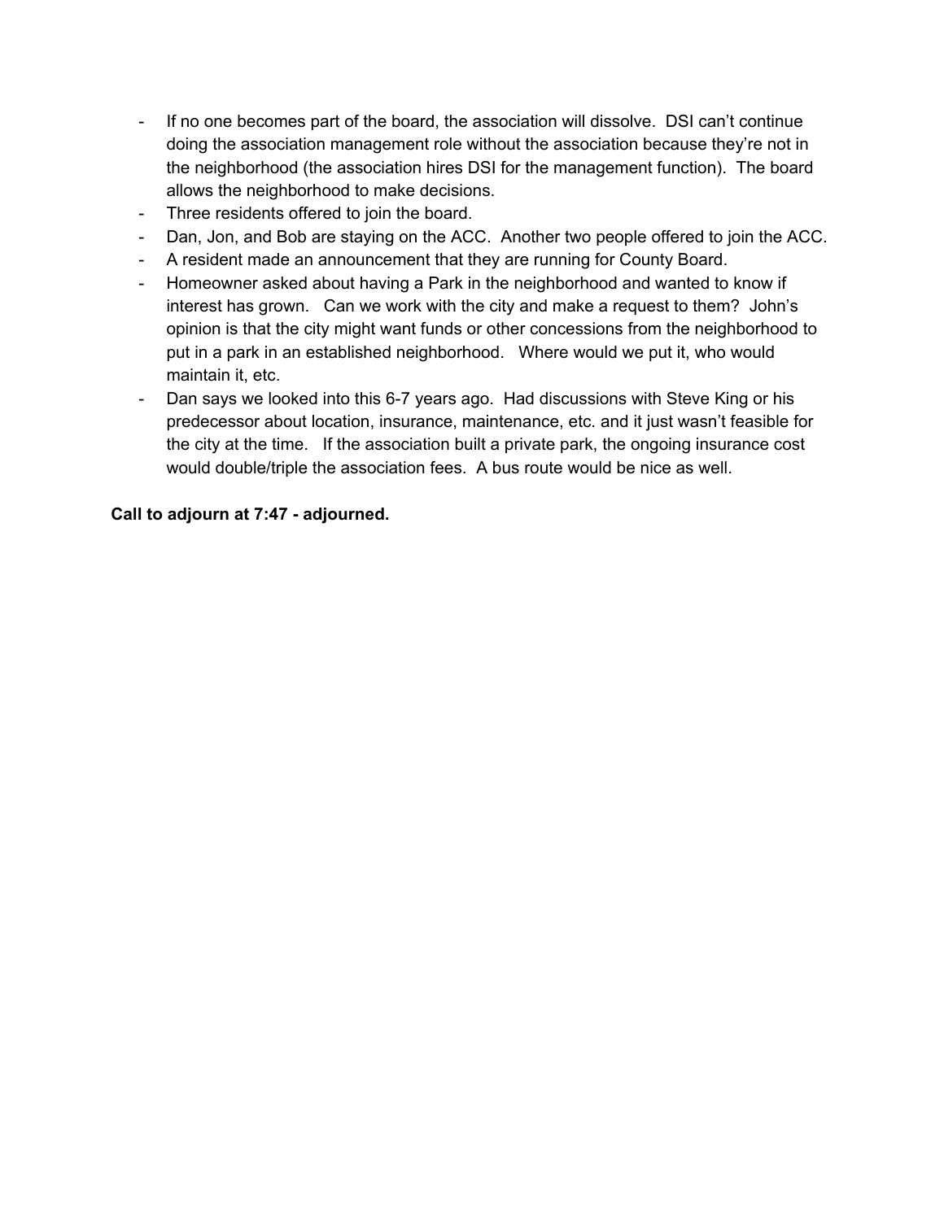- If no one becomes part of the board, the association will dissolve. DSI can't continue doing the association management role without the association because they're not in the neighborhood (the association hires DSI for the management function). The board allows the neighborhood to make decisions.
- Three residents offered to join the board.
- Dan, Jon, and Bob are staying on the ACC. Another two people offered to join the ACC.
- A resident made an announcement that they are running for County Board.
- Homeowner asked about having a Park in the neighborhood and wanted to know if interest has grown. Can we work with the city and make a request to them? John's opinion is that the city might want funds or other concessions from the neighborhood to put in a park in an established neighborhood. Where would we put it, who would maintain it, etc.
- Dan says we looked into this 6-7 years ago. Had discussions with Steve King or his predecessor about location, insurance, maintenance, etc. and it just wasn't feasible for the city at the time. If the association built a private park, the ongoing insurance cost would double/triple the association fees. A bus route would be nice as well.

**Call to adjourn at 7:47 - adjourned.**